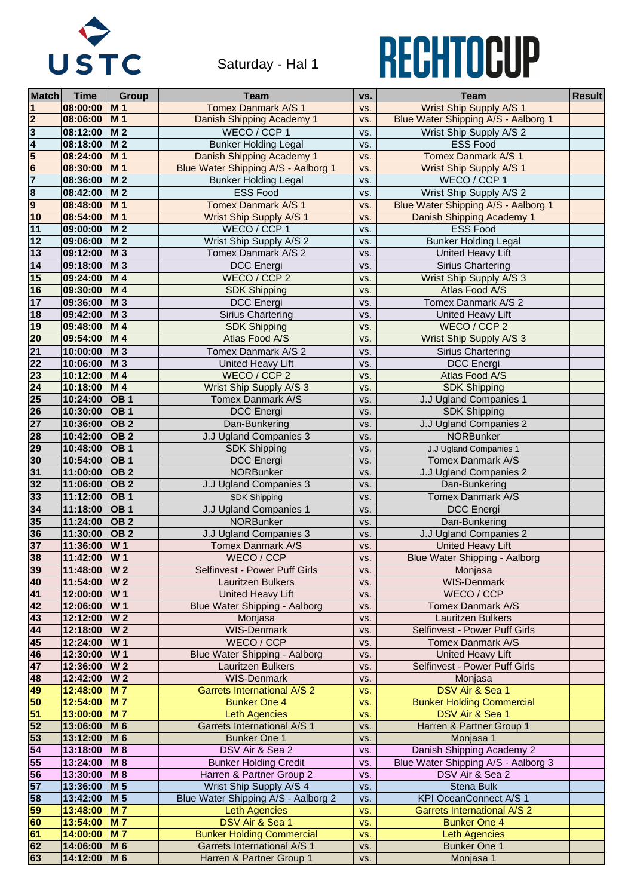USTC

Saturday - Hal 1

RECHTOCUP

| Match | Time | Group | Team | vs. | Team | Result |
|---|---|---|---|---|---|---|
| 1 | 08:00:00 | M 1 | Tomex Danmark A/S 1 | vs. | Wrist Ship Supply A/S 1 | |
| 2 | 08:06:00 | M 1 | Danish Shipping Academy 1 | vs. | Blue Water Shipping A/S - Aalborg 1 | |
| 3 | 08:12:00 | M 2 | WECO / CCP 1 | vs. | Wrist Ship Supply A/S 2 | |
| 4 | 08:18:00 | M 2 | Bunker Holding Legal | vs. | ESS Food | |
| 5 | 08:24:00 | M 1 | Danish Shipping Academy 1 | vs. | Tomex Danmark A/S 1 | |
| 6 | 08:30:00 | M 1 | Blue Water Shipping A/S - Aalborg 1 | vs. | Wrist Ship Supply A/S 1 | |
| 7 | 08:36:00 | M 2 | Bunker Holding Legal | vs. | WECO / CCP 1 | |
| 8 | 08:42:00 | M 2 | ESS Food | vs. | Wrist Ship Supply A/S 2 | |
| 9 | 08:48:00 | M 1 | Tomex Danmark A/S 1 | vs. | Blue Water Shipping A/S - Aalborg 1 | |
| 10 | 08:54:00 | M 1 | Wrist Ship Supply A/S 1 | vs. | Danish Shipping Academy 1 | |
| 11 | 09:00:00 | M 2 | WECO / CCP 1 | vs. | ESS Food | |
| 12 | 09:06:00 | M 2 | Wrist Ship Supply A/S 2 | vs. | Bunker Holding Legal | |
| 13 | 09:12:00 | M 3 | Tomex Danmark A/S 2 | vs. | United Heavy Lift | |
| 14 | 09:18:00 | M 3 | DCC Energi | vs. | Sirius Chartering | |
| 15 | 09:24:00 | M 4 | WECO / CCP 2 | vs. | Wrist Ship Supply A/S 3 | |
| 16 | 09:30:00 | M 4 | SDK Shipping | vs. | Atlas Food A/S | |
| 17 | 09:36:00 | M 3 | DCC Energi | vs. | Tomex Danmark A/S 2 | |
| 18 | 09:42:00 | M 3 | Sirius Chartering | vs. | United Heavy Lift | |
| 19 | 09:48:00 | M 4 | SDK Shipping | vs. | WECO / CCP 2 | |
| 20 | 09:54:00 | M 4 | Atlas Food A/S | vs. | Wrist Ship Supply A/S 3 | |
| 21 | 10:00:00 | M 3 | Tomex Danmark A/S 2 | vs. | Sirius Chartering | |
| 22 | 10:06:00 | M 3 | United Heavy Lift | vs. | DCC Energi | |
| 23 | 10:12:00 | M 4 | WECO / CCP 2 | vs. | Atlas Food A/S | |
| 24 | 10:18:00 | M 4 | Wrist Ship Supply A/S 3 | vs. | SDK Shipping | |
| 25 | 10:24:00 | OB 1 | Tomex Danmark A/S | vs. | J.J Ugland Companies 1 | |
| 26 | 10:30:00 | OB 1 | DCC Energi | vs. | SDK Shipping | |
| 27 | 10:36:00 | OB 2 | Dan-Bunkering | vs. | J.J Ugland Companies 2 | |
| 28 | 10:42:00 | OB 2 | J.J Ugland Companies 3 | vs. | NORBunker | |
| 29 | 10:48:00 | OB 1 | SDK Shipping | vs. | J.J Ugland Companies 1 | |
| 30 | 10:54:00 | OB 1 | DCC Energi | vs. | Tomex Danmark A/S | |
| 31 | 11:00:00 | OB 2 | NORBunker | vs. | J.J Ugland Companies 2 | |
| 32 | 11:06:00 | OB 2 | J.J Ugland Companies 3 | vs. | Dan-Bunkering | |
| 33 | 11:12:00 | OB 1 | SDK Shipping | vs. | Tomex Danmark A/S | |
| 34 | 11:18:00 | OB 1 | J.J Ugland Companies 1 | vs. | DCC Energi | |
| 35 | 11:24:00 | OB 2 | NORBunker | vs. | Dan-Bunkering | |
| 36 | 11:30:00 | OB 2 | J.J Ugland Companies 3 | vs. | J.J Ugland Companies 2 | |
| 37 | 11:36:00 | W 1 | Tomex Danmark A/S | vs. | United Heavy Lift | |
| 38 | 11:42:00 | W 1 | WECO / CCP | vs. | Blue Water Shipping - Aalborg | |
| 39 | 11:48:00 | W 2 | Selfinvest - Power Puff Girls | vs. | Monjasa | |
| 40 | 11:54:00 | W 2 | Lauritzen Bulkers | vs. | WIS-Denmark | |
| 41 | 12:00:00 | W 1 | United Heavy Lift | vs. | WECO / CCP | |
| 42 | 12:06:00 | W 1 | Blue Water Shipping - Aalborg | vs. | Tomex Danmark A/S | |
| 43 | 12:12:00 | W 2 | Monjasa | vs. | Lauritzen Bulkers | |
| 44 | 12:18:00 | W 2 | WIS-Denmark | vs. | Selfinvest - Power Puff Girls | |
| 45 | 12:24:00 | W 1 | WECO / CCP | vs. | Tomex Danmark A/S | |
| 46 | 12:30:00 | W 1 | Blue Water Shipping - Aalborg | vs. | United Heavy Lift | |
| 47 | 12:36:00 | W 2 | Lauritzen Bulkers | vs. | Selfinvest - Power Puff Girls | |
| 48 | 12:42:00 | W 2 | WIS-Denmark | vs. | Monjasa | |
| 49 | 12:48:00 | M 7 | Garrets International A/S 2 | vs. | DSV Air & Sea 1 | |
| 50 | 12:54:00 | M 7 | Bunker One 4 | vs. | Bunker Holding Commercial | |
| 51 | 13:00:00 | M 7 | Leth Agencies | vs. | DSV Air & Sea 1 | |
| 52 | 13:06:00 | M 6 | Garrets International A/S 1 | vs. | Harren & Partner Group 1 | |
| 53 | 13:12:00 | M 6 | Bunker One 1 | vs. | Monjasa 1 | |
| 54 | 13:18:00 | M 8 | DSV Air & Sea 2 | vs. | Danish Shipping Academy 2 | |
| 55 | 13:24:00 | M 8 | Bunker Holding Credit | vs. | Blue Water Shipping A/S - Aalborg 3 | |
| 56 | 13:30:00 | M 8 | Harren & Partner Group 2 | vs. | DSV Air & Sea 2 | |
| 57 | 13:36:00 | M 5 | Wrist Ship Supply A/S 4 | vs. | Stena Bulk | |
| 58 | 13:42:00 | M 5 | Blue Water Shipping A/S - Aalborg 2 | vs. | KPI OceanConnect A/S 1 | |
| 59 | 13:48:00 | M 7 | Leth Agencies | vs. | Garrets International A/S 2 | |
| 60 | 13:54:00 | M 7 | DSV Air & Sea 1 | vs. | Bunker One 4 | |
| 61 | 14:00:00 | M 7 | Bunker Holding Commercial | vs. | Leth Agencies | |
| 62 | 14:06:00 | M 6 | Garrets International A/S 1 | vs. | Bunker One 1 | |
| 63 | 14:12:00 | M 6 | Harren & Partner Group 1 | vs. | Monjasa 1 | |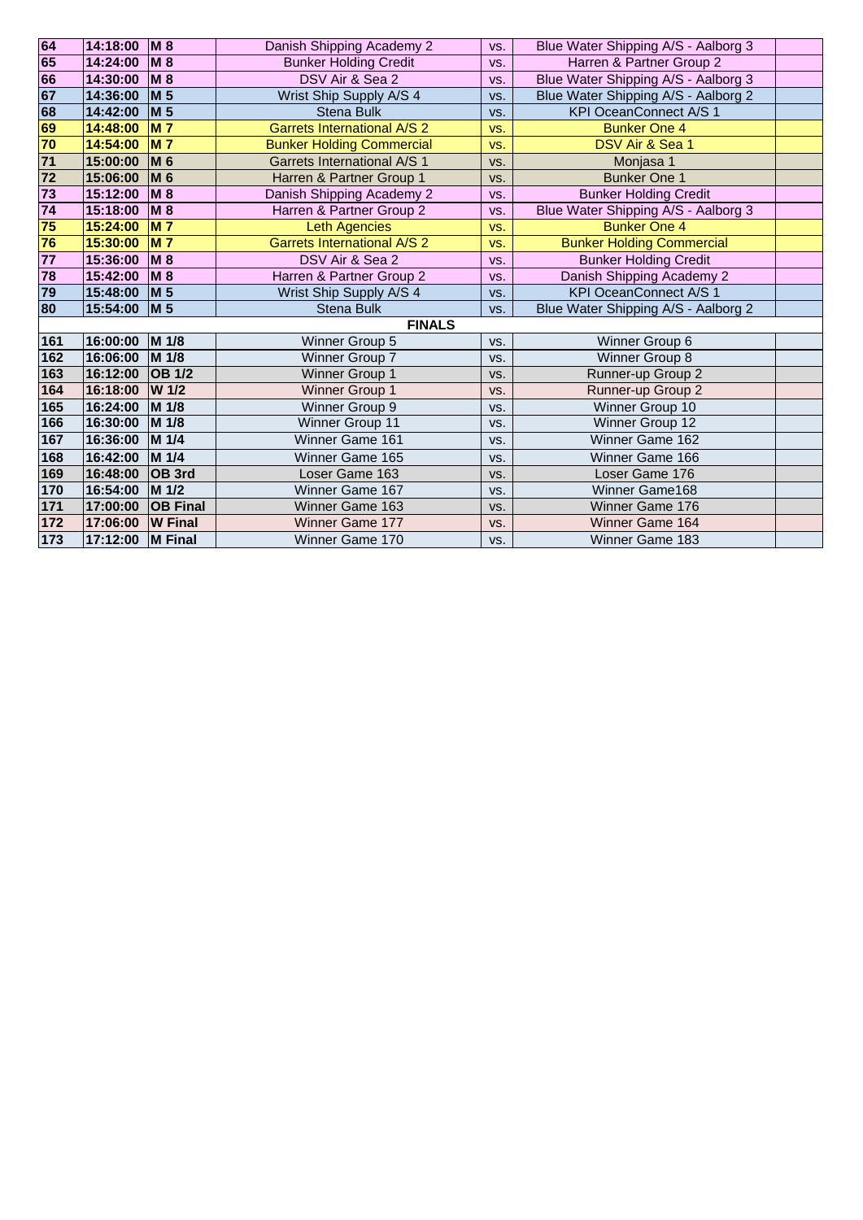| | | | | | | |
|---|---|---|---|---|---|---|
| **64** | **14:18:00** | **M 8** | Danish Shipping Academy 2 | vs. | Blue Water Shipping A/S - Aalborg 3 | |
| **65** | **14:24:00** | **M 8** | Bunker Holding Credit | vs. | Harren & Partner Group 2 | |
| **66** | **14:30:00** | **M 8** | DSV Air & Sea 2 | vs. | Blue Water Shipping A/S - Aalborg 3 | |
| **67** | **14:36:00** | **M 5** | Wrist Ship Supply A/S 4 | vs. | Blue Water Shipping A/S - Aalborg 2 | |
| **68** | **14:42:00** | **M 5** | Stena Bulk | vs. | KPI OceanConnect A/S 1 | |
| **69** | **14:48:00** | **M 7** | Garrets International A/S 2 | vs. | Bunker One 4 | |
| **70** | **14:54:00** | **M 7** | Bunker Holding Commercial | vs. | DSV Air & Sea 1 | |
| **71** | **15:00:00** | **M 6** | Garrets International A/S 1 | vs. | Monjasa 1 | |
| **72** | **15:06:00** | **M 6** | Harren & Partner Group 1 | vs. | Bunker One 1 | |
| **73** | **15:12:00** | **M 8** | Danish Shipping Academy 2 | vs. | Bunker Holding Credit | |
| **74** | **15:18:00** | **M 8** | Harren & Partner Group 2 | vs. | Blue Water Shipping A/S - Aalborg 3 | |
| **75** | **15:24:00** | **M 7** | Leth Agencies | vs. | Bunker One 4 | |
| **76** | **15:30:00** | **M 7** | Garrets International A/S 2 | vs. | Bunker Holding Commercial | |
| **77** | **15:36:00** | **M 8** | DSV Air & Sea 2 | vs. | Bunker Holding Credit | |
| **78** | **15:42:00** | **M 8** | Harren & Partner Group 2 | vs. | Danish Shipping Academy 2 | |
| **79** | **15:48:00** | **M 5** | Wrist Ship Supply A/S 4 | vs. | KPI OceanConnect A/S 1 | |
| **80** | **15:54:00** | **M 5** | Stena Bulk | vs. | Blue Water Shipping A/S - Aalborg 2 | |
| | | | **FINALS** | | | |
| **161** | **16:00:00** | **M 1/8** | Winner Group 5 | vs. | Winner Group 6 | |
| **162** | **16:06:00** | **M 1/8** | Winner Group 7 | vs. | Winner Group 8 | |
| **163** | **16:12:00** | **OB 1/2** | Winner Group 1 | vs. | Runner-up Group 2 | |
| **164** | **16:18:00** | **W 1/2** | Winner Group 1 | vs. | Runner-up Group 2 | |
| **165** | **16:24:00** | **M 1/8** | Winner Group 9 | vs. | Winner Group 10 | |
| **166** | **16:30:00** | **M 1/8** | Winner Group 11 | vs. | Winner Group 12 | |
| **167** | **16:36:00** | **M 1/4** | Winner Game 161 | vs. | Winner Game 162 | |
| **168** | **16:42:00** | **M 1/4** | Winner Game 165 | vs. | Winner Game 166 | |
| **169** | **16:48:00** | **OB 3rd** | Loser Game 163 | vs. | Loser Game 176 | |
| **170** | **16:54:00** | **M 1/2** | Winner Game 167 | vs. | Winner Game168 | |
| **171** | **17:00:00** | **OB Final** | Winner Game 163 | vs. | Winner Game 176 | |
| **172** | **17:06:00** | **W Final** | Winner Game 177 | vs. | Winner Game 164 | |
| **173** | **17:12:00** | **M Final** | Winner Game 170 | vs. | Winner Game 183 | |